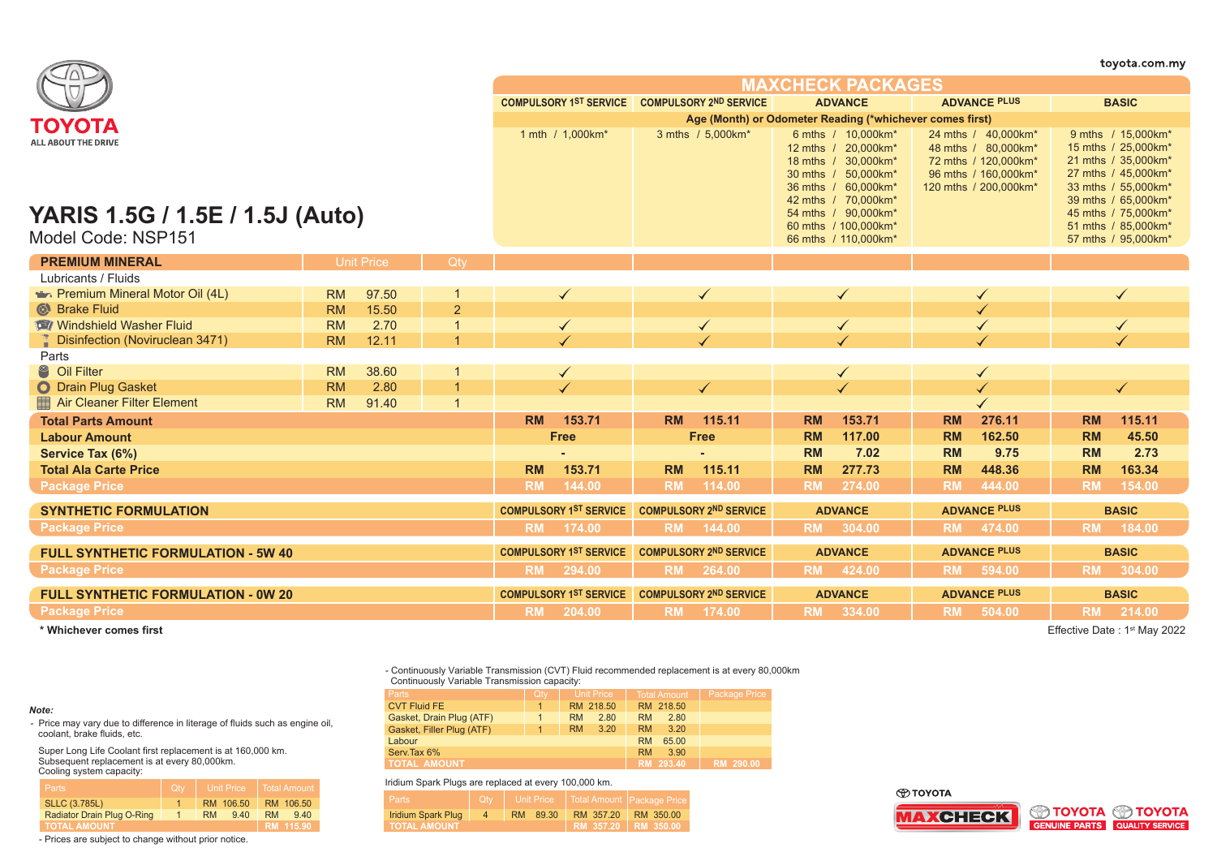toyota.com.my

TOYOTA
ALL ABOUT THE DRIVE

# YARIS 1.5G / 1.5E / 1.5J (Auto)

Model Code: NSP151

## MAXCHECK PACKAGES

| | | | COMPULSORY 1ST SERVICE | COMPULSORY 2ND SERVICE | ADVANCE | ADVANCE PLUS | BASIC |
|---|---|---|---|---|---|---|---|
| Age (Month) or Odometer Reading (*whichever comes first) | | | 1 mth / 1,000km* | 3 mths / 5,000km* | 6 mths / 10,000km*<br>12 mths / 20,000km*<br>18 mths / 30,000km*<br>30 mths / 50,000km*<br>36 mths / 60,000km*<br>42 mths / 70,000km*<br>54 mths / 90,000km*<br>60 mths / 100,000km*<br>66 mths / 110,000km* | 24 mths / 40,000km*<br>48 mths / 80,000km*<br>72 mths / 120,000km*<br>96 mths / 160,000km*<br>120 mths / 200,000km* | 9 mths / 15,000km*<br>15 mths / 25,000km*<br>21 mths / 35,000km*<br>27 mths / 45,000km*<br>33 mths / 55,000km*<br>39 mths / 65,000km*<br>45 mths / 75,000km*<br>51 mths / 85,000km*<br>57 mths / 95,000km* |
| **PREMIUM MINERAL** | Unit Price | Qty | | | | | |
| Lubricants / Fluids | | | | | | | |
| Premium Mineral Motor Oil (4L) | RM 97.50 | 1 | ✓ | ✓ | ✓ | ✓ | ✓ |
| Brake Fluid | RM 15.50 | 2 | | | | ✓ | |
| Windshield Washer Fluid | RM 2.70 | 1 | ✓ | ✓ | ✓ | ✓ | ✓ |
| Disinfection (Noviruclean 3471) | RM 12.11 | 1 | ✓ | ✓ | ✓ | ✓ | ✓ |
| Parts | | | | | | | |
| Oil Filter | RM 38.60 | 1 | ✓ | | ✓ | ✓ | |
| Drain Plug Gasket | RM 2.80 | 1 | ✓ | ✓ | ✓ | ✓ | ✓ |
| Air Cleaner Filter Element | RM 91.40 | 1 | | | | ✓ | |
| **Total Parts Amount** | | | RM 153.71 | RM 115.11 | RM 153.71 | RM 276.11 | RM 115.11 |
| **Labour Amount** | | | Free | Free | RM 117.00 | RM 162.50 | RM 45.50 |
| **Service Tax (6%)** | | | - | - | RM 7.02 | RM 9.75 | RM 2.73 |
| **Total Ala Carte Price** | | | RM 153.71 | RM 115.11 | RM 277.73 | RM 448.36 | RM 163.34 |
| **Package Price** | | | RM 144.00 | RM 114.00 | RM 274.00 | RM 444.00 | RM 154.00 |

| SYNTHETIC FORMULATION | COMPULSORY 1ST SERVICE | COMPULSORY 2ND SERVICE | ADVANCE | ADVANCE PLUS | BASIC |
|---|---|---|---|---|---|
| Package Price | RM 174.00 | RM 144.00 | RM 304.00 | RM 474.00 | RM 184.00 |

| FULL SYNTHETIC FORMULATION - 5W 40 | COMPULSORY 1ST SERVICE | COMPULSORY 2ND SERVICE | ADVANCE | ADVANCE PLUS | BASIC |
|---|---|---|---|---|---|
| Package Price | RM 294.00 | RM 264.00 | RM 424.00 | RM 594.00 | RM 304.00 |

| FULL SYNTHETIC FORMULATION - 0W 20 | COMPULSORY 1ST SERVICE | COMPULSORY 2ND SERVICE | ADVANCE | ADVANCE PLUS | BASIC |
|---|---|---|---|---|---|
| Package Price | RM 204.00 | RM 174.00 | RM 334.00 | RM 504.00 | RM 214.00 |

**\* Whichever comes first**

Effective Date : 1st May 2022

*Note:*

- Price may vary due to difference in literage of fluids such as engine oil, coolant, brake fluids, etc.

Super Long Life Coolant first replacement is at 160,000 km.
Subsequent replacement is at every 80,000km.
Cooling system capacity:

| Parts | Qty | Unit Price | Total Amount |
|---|---|---|---|
| SLLC (3.785L) | 1 | RM 106.50 | RM 106.50 |
| Radiator Drain Plug O-Ring | 1 | RM 9.40 | RM 9.40 |
| TOTAL AMOUNT | | | RM 115.90 |

- Prices are subject to change without prior notice.

- Continuously Variable Transmission (CVT) Fluid recommended replacement is at every 80,000km
  Continuously Variable Transmission capacity:

| Parts | Qty | Unit Price | Total Amount | Package Price |
|---|---|---|---|---|
| CVT Fluid FE | 1 | RM 218.50 | RM 218.50 | |
| Gasket, Drain Plug (ATF) | 1 | RM 2.80 | RM 2.80 | |
| Gasket, Filler Plug (ATF) | 1 | RM 3.20 | RM 3.20 | |
| Labour | | | RM 65.00 | |
| Serv.Tax 6% | | | RM 3.90 | |
| TOTAL AMOUNT | | | RM 293.40 | RM 290.00 |

Iridium Spark Plugs are replaced at every 100,000 km.

| Parts | Qty | Unit Price | Total Amount | Package Price |
|---|---|---|---|---|
| Iridium Spark Plug | 4 | RM 89.30 | RM 357.20 | RM 350.00 |
| TOTAL AMOUNT | | | RM 357.20 | RM 350.00 |

TOYOTA MAXCHECK | TOYOTA GENUINE PARTS | TOYOTA QUALITY SERVICE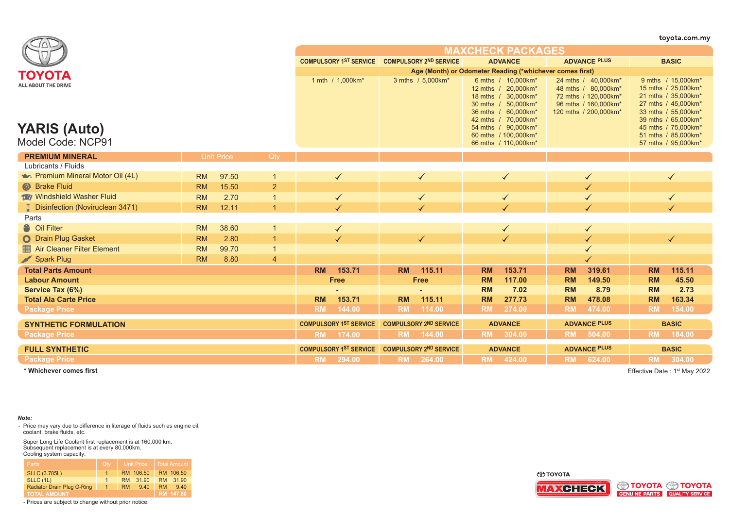toyota.com.my

TOYOTA
ALL ABOUT THE DRIVE

# YARIS (Auto)

Model Code: NCP91

| | | | MAXCHECK PACKAGES | | | | |
|---|---|---|---|---|---|---|---|
| | | | COMPULSORY 1ST SERVICE | COMPULSORY 2ND SERVICE | ADVANCE | ADVANCE PLUS | BASIC |
| | | | Age (Month) or Odometer Reading (*whichever comes first) | | | | |
| | | | 1 mth / 1,000km* | 3 mths / 5,000km* | 6 mths / 10,000km*<br>12 mths / 20,000km*<br>18 mths / 30,000km*<br>30 mths / 50,000km*<br>36 mths / 60,000km*<br>42 mths / 70,000km*<br>54 mths / 90,000km*<br>60 mths / 100,000km*<br>66 mths / 110,000km* | 24 mths / 40,000km*<br>48 mths / 80,000km*<br>72 mths / 120,000km*<br>96 mths / 160,000km*<br>120 mths / 200,000km* | 9 mths / 15,000km*<br>15 mths / 25,000km*<br>21 mths / 35,000km*<br>27 mths / 45,000km*<br>33 mths / 55,000km*<br>39 mths / 65,000km*<br>45 mths / 75,000km*<br>51 mths / 85,000km*<br>57 mths / 95,000km* |
| **PREMIUM MINERAL** | Unit Price | Qty | | | | | |
| Lubricants / Fluids | | | | | | | |
| Premium Mineral Motor Oil (4L) | RM 97.50 | 1 | ✓ | ✓ | ✓ | ✓ | ✓ |
| Brake Fluid | RM 15.50 | 2 | | | | ✓ | |
| Windshield Washer Fluid | RM 2.70 | 1 | ✓ | ✓ | ✓ | ✓ | ✓ |
| Disinfection (Noviruclean 3471) | RM 12.11 | 1 | ✓ | ✓ | ✓ | ✓ | ✓ |
| Parts | | | | | | | |
| Oil Filter | RM 38.60 | 1 | ✓ | | ✓ | ✓ | |
| Drain Plug Gasket | RM 2.80 | 1 | ✓ | ✓ | ✓ | ✓ | ✓ |
| Air Cleaner Filter Element | RM 99.70 | 1 | | | | ✓ | |
| Spark Plug | RM 8.80 | 4 | | | | ✓ | |
| **Total Parts Amount** | | | RM 153.71 | RM 115.11 | RM 153.71 | RM 319.61 | RM 115.11 |
| **Labour Amount** | | | Free | Free | RM 117.00 | RM 149.50 | RM 45.50 |
| **Service Tax (6%)** | | | - | - | RM 7.02 | RM 8.79 | RM 2.73 |
| **Total Ala Carte Price** | | | RM 153.71 | RM 115.11 | RM 277.73 | RM 478.08 | RM 163.34 |
| **Package Price** | | | RM 144.00 | RM 114.00 | RM 274.00 | RM 474.00 | RM 154.00 |
| **SYNTHETIC FORMULATION** | | | COMPULSORY 1ST SERVICE | COMPULSORY 2ND SERVICE | ADVANCE | ADVANCE PLUS | BASIC |
| **Package Price** | | | RM 174.00 | RM 144.00 | RM 304.00 | RM 504.00 | RM 184.00 |
| **FULL SYNTHETIC** | | | COMPULSORY 1ST SERVICE | COMPULSORY 2ND SERVICE | ADVANCE | ADVANCE PLUS | BASIC |
| **Package Price** | | | RM 294.00 | RM 264.00 | RM 424.00 | RM 624.00 | RM 304.00 |

**\* Whichever comes first**

Effective Date : 1st May 2022

***Note:***

- Price may vary due to difference in literage of fluids such as engine oil, coolant, brake fluids, etc.

Super Long Life Coolant first replacement is at 160,000 km.
Subsequent replacement is at every 80,000km.
Cooling system capacity:

| Parts | Qty | Unit Price | Total Amount |
|---|---|---|---|
| SLLC (3.785L) | 1 | RM 106.50 | RM 106.50 |
| SLLC (1L) | 1 | RM 31.90 | RM 31.90 |
| Radiator Drain Plug O-Ring | 1 | RM 9.40 | RM 9.40 |
| TOTAL AMOUNT | | | RM 147.80 |

- Prices are subject to change without prior notice.

TOYOTA MAXCHECK | TOYOTA GENUINE PARTS | TOYOTA QUALITY SERVICE